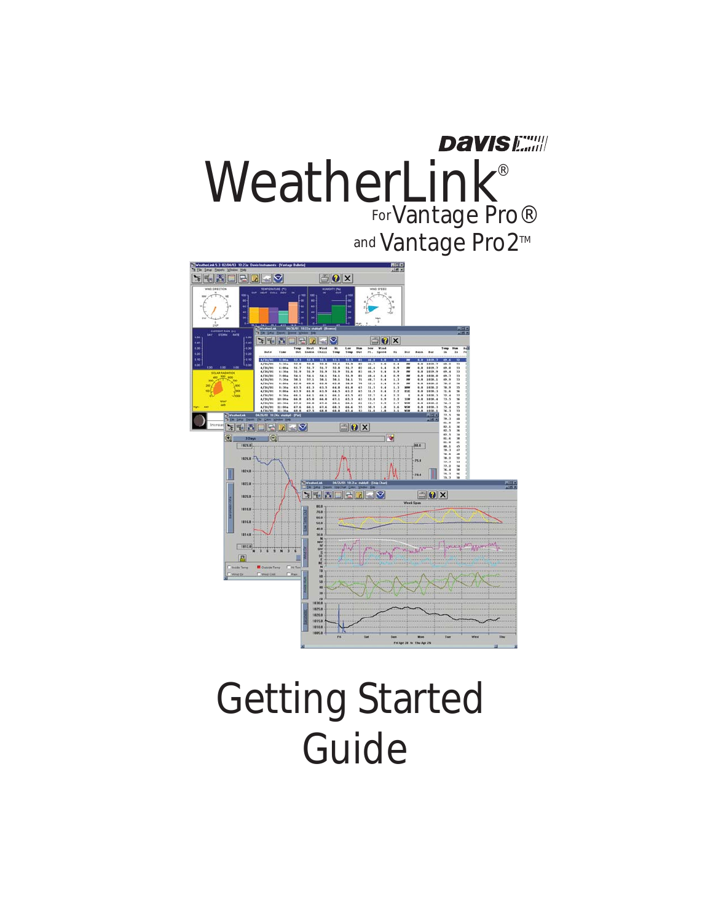DAVIS

# WeatherLink®

For Vantage Pro®

and Vantage Pro2™

# Getting Started Guide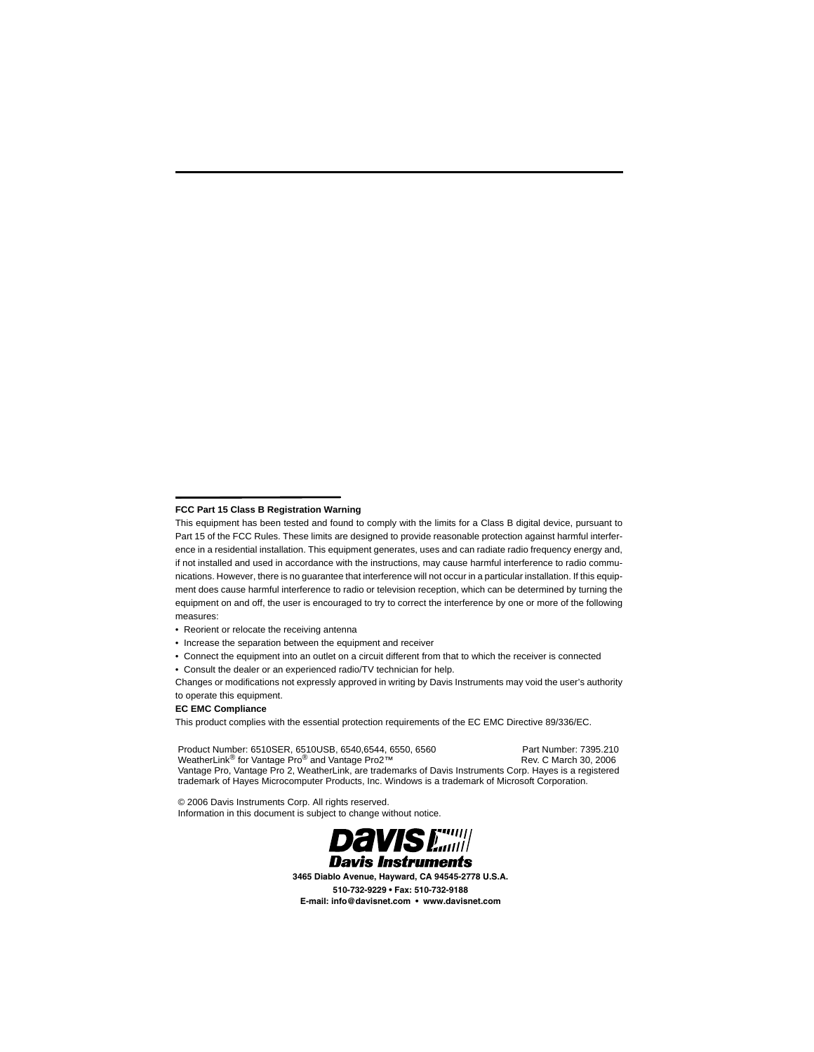**FCC Part 15 Class B Registration Warning**

This equipment has been tested and found to comply with the limits for a Class B digital device, pursuant to Part 15 of the FCC Rules. These limits are designed to provide reasonable protection against harmful interference in a residential installation. This equipment generates, uses and can radiate radio frequency energy and, if not installed and used in accordance with the instructions, may cause harmful interference to radio communications. However, there is no guarantee that interference will not occur in a particular installation. If this equipment does cause harmful interference to radio or television reception, which can be determined by turning the equipment on and off, the user is encouraged to try to correct the interference by one or more of the following measures:

- Reorient or relocate the receiving antenna
- Increase the separation between the equipment and receiver
- Connect the equipment into an outlet on a circuit different from that to which the receiver is connected
- Consult the dealer or an experienced radio/TV technician for help.

Changes or modifications not expressly approved in writing by Davis Instruments may void the user's authority to operate this equipment.

**EC EMC Compliance**

This product complies with the essential protection requirements of the EC EMC Directive 89/336/EC.

Product Number: 6510SER, 6510USB, 6540,6544, 6550, 6560 Part Number: 7395.210
WeatherLink® for Vantage Pro® and Vantage Pro2™ Rev. C March 30, 2006
Vantage Pro, Vantage Pro 2, WeatherLink, are trademarks of Davis Instruments Corp. Hayes is a registered trademark of Hayes Microcomputer Products, Inc. Windows is a trademark of Microsoft Corporation.

© 2006 Davis Instruments Corp. All rights reserved.
Information in this document is subject to change without notice.

**Davis Instruments**

**3465 Diablo Avenue, Hayward, CA 94545-2778 U.S.A.**
**510-732-9229 • Fax: 510-732-9188**
**E-mail: info@davisnet.com • www.davisnet.com**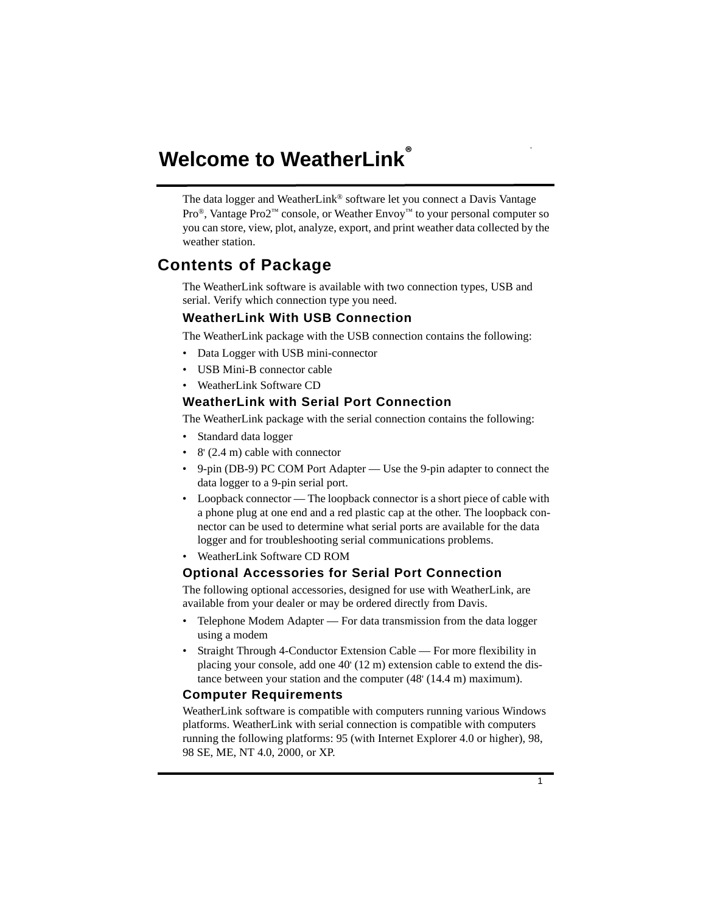# Welcome to WeatherLink®

The data logger and WeatherLink® software let you connect a Davis Vantage Pro®, Vantage Pro2™ console, or Weather Envoy™ to your personal computer so you can store, view, plot, analyze, export, and print weather data collected by the weather station.

## Contents of Package

The WeatherLink software is available with two connection types, USB and serial. Verify which connection type you need.

### WeatherLink With USB Connection

The WeatherLink package with the USB connection contains the following:

- Data Logger with USB mini-connector
- USB Mini-B connector cable
- WeatherLink Software CD

### WeatherLink with Serial Port Connection

The WeatherLink package with the serial connection contains the following:

- Standard data logger
- 8' (2.4 m) cable with connector
- 9-pin (DB-9) PC COM Port Adapter — Use the 9-pin adapter to connect the data logger to a 9-pin serial port.
- Loopback connector — The loopback connector is a short piece of cable with a phone plug at one end and a red plastic cap at the other. The loopback connector can be used to determine what serial ports are available for the data logger and for troubleshooting serial communications problems.
- WeatherLink Software CD ROM

### Optional Accessories for Serial Port Connection

The following optional accessories, designed for use with WeatherLink, are available from your dealer or may be ordered directly from Davis.

- Telephone Modem Adapter — For data transmission from the data logger using a modem
- Straight Through 4-Conductor Extension Cable — For more flexibility in placing your console, add one 40' (12 m) extension cable to extend the distance between your station and the computer (48' (14.4 m) maximum).

### Computer Requirements

WeatherLink software is compatible with computers running various Windows platforms. WeatherLink with serial connection is compatible with computers running the following platforms: 95 (with Internet Explorer 4.0 or higher), 98, 98 SE, ME, NT 4.0, 2000, or XP.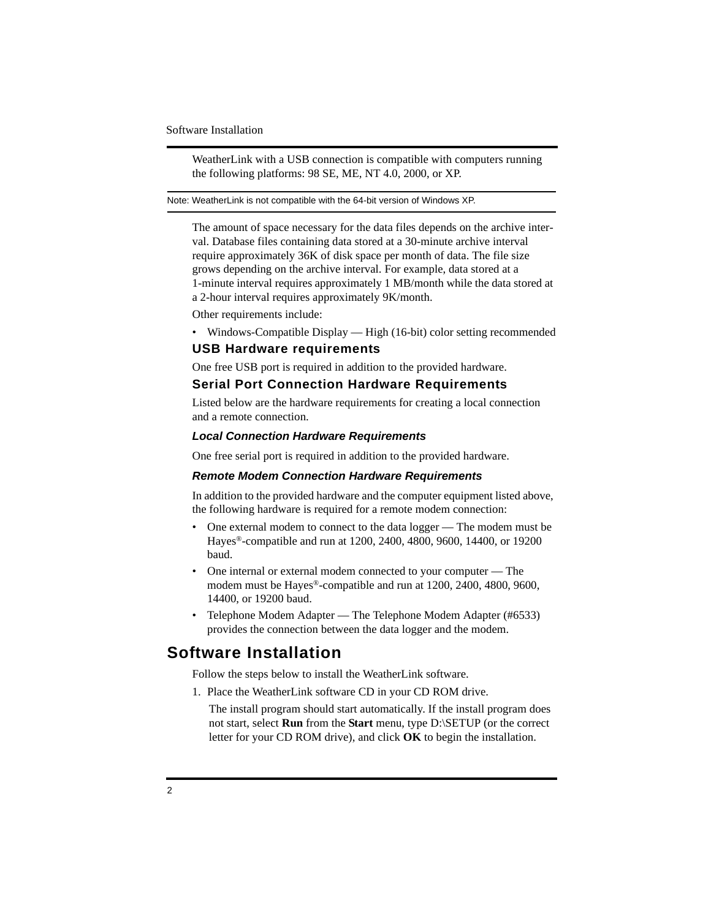WeatherLink with a USB connection is compatible with computers running the following platforms: 98 SE, ME, NT 4.0, 2000, or XP.

Note: WeatherLink is not compatible with the 64-bit version of Windows XP.

The amount of space necessary for the data files depends on the archive interval. Database files containing data stored at a 30-minute archive interval require approximately 36K of disk space per month of data. The file size grows depending on the archive interval. For example, data stored at a 1-minute interval requires approximately 1 MB/month while the data stored at a 2-hour interval requires approximately 9K/month.

Other requirements include:

- Windows-Compatible Display — High (16-bit) color setting recommended

### USB Hardware requirements

One free USB port is required in addition to the provided hardware.

### Serial Port Connection Hardware Requirements

Listed below are the hardware requirements for creating a local connection and a remote connection.

#### *Local Connection Hardware Requirements*

One free serial port is required in addition to the provided hardware.

#### *Remote Modem Connection Hardware Requirements*

In addition to the provided hardware and the computer equipment listed above, the following hardware is required for a remote modem connection:

- One external modem to connect to the data logger — The modem must be Hayes®-compatible and run at 1200, 2400, 4800, 9600, 14400, or 19200 baud.
- One internal or external modem connected to your computer — The modem must be Hayes®-compatible and run at 1200, 2400, 4800, 9600, 14400, or 19200 baud.
- Telephone Modem Adapter — The Telephone Modem Adapter (#6533) provides the connection between the data logger and the modem.

## Software Installation

Follow the steps below to install the WeatherLink software.

1. Place the WeatherLink software CD in your CD ROM drive.

   The install program should start automatically. If the install program does not start, select **Run** from the **Start** menu, type D:\SETUP (or the correct letter for your CD ROM drive), and click **OK** to begin the installation.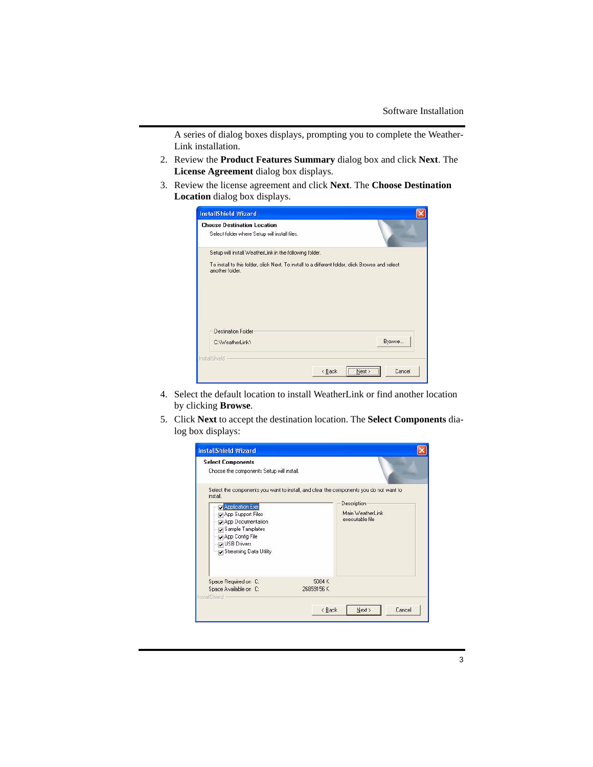A series of dialog boxes displays, prompting you to complete the WeatherLink installation.

2. Review the **Product Features Summary** dialog box and click **Next**. The **License Agreement** dialog box displays.
3. Review the license agreement and click **Next**. The **Choose Destination Location** dialog box displays.

InstallShield Wizard

Choose Destination Location

Select folder where Setup will install files.

Setup will install WeatherLink in the following folder.

To install to this folder, click Next. To install to a different folder, click Browse and select another folder.

Destination Folder

C:\WeatherLink\

Browse...

InstallShield

< Back   Next >   Cancel

4. Select the default location to install WeatherLink or find another location by clicking **Browse**.
5. Click **Next** to accept the destination location. The **Select Components** dialog box displays:

InstallShield Wizard

Select Components

Choose the components Setup will install.

Select the components you want to install, and clear the components you do not want to install.

- Application Exe
- App Support Files
- App Documentation
- Sample Templates
- App Config File
- USB Drivers
- Streaming Data Utility

Description

Main WeatherLink executable file

Space Required on C: 5064 K

Space Available on C: 26859156 K

InstallShield

< Back   Next >   Cancel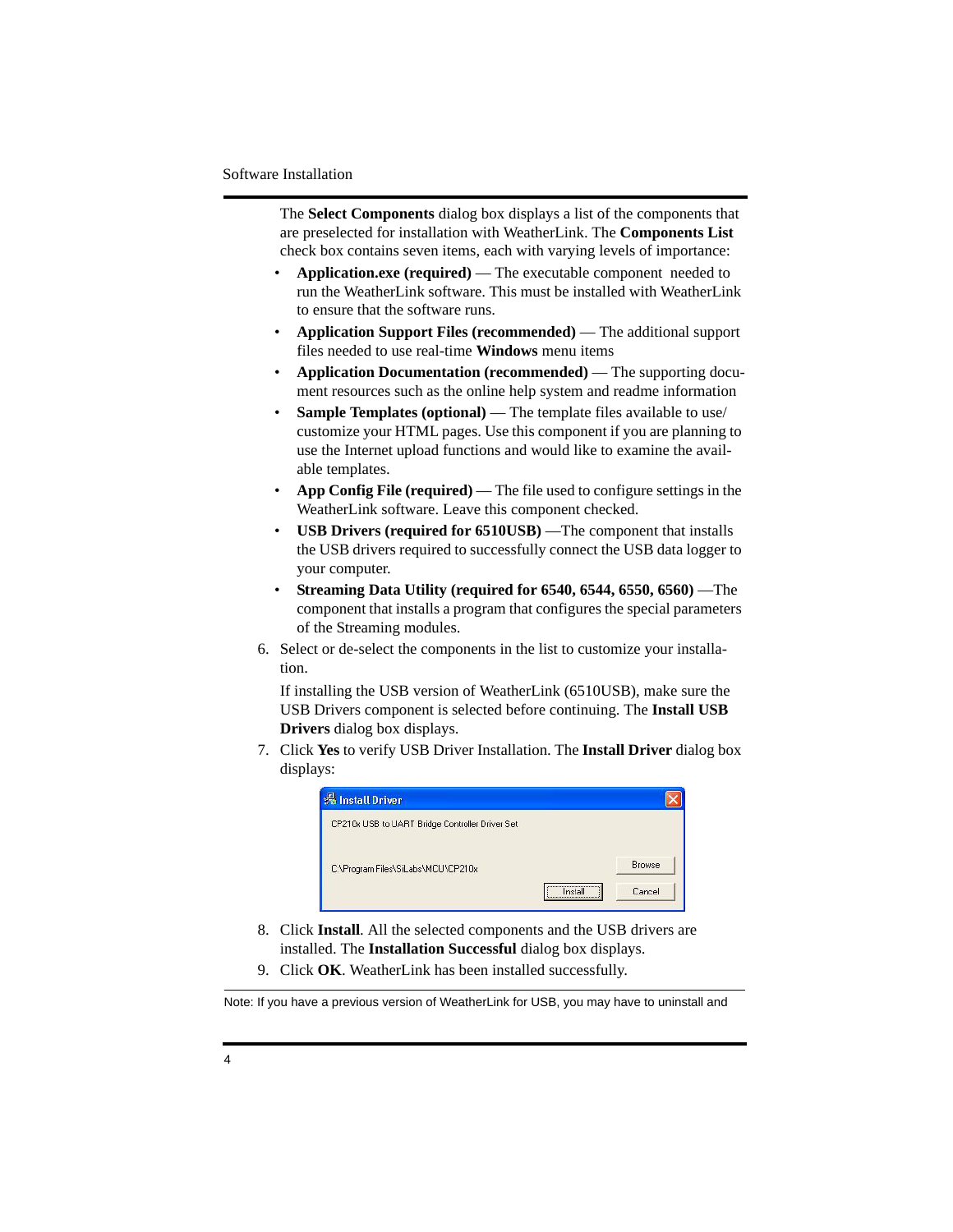The **Select Components** dialog box displays a list of the components that are preselected for installation with WeatherLink. The **Components List** check box contains seven items, each with varying levels of importance:

- **Application.exe (required)** — The executable component needed to run the WeatherLink software. This must be installed with WeatherLink to ensure that the software runs.
- **Application Support Files (recommended)** — The additional support files needed to use real-time **Windows** menu items
- **Application Documentation (recommended)** — The supporting document resources such as the online help system and readme information
- **Sample Templates (optional)** — The template files available to use/customize your HTML pages. Use this component if you are planning to use the Internet upload functions and would like to examine the available templates.
- **App Config File (required)** — The file used to configure settings in the WeatherLink software. Leave this component checked.
- **USB Drivers (required for 6510USB)** —The component that installs the USB drivers required to successfully connect the USB data logger to your computer.
- **Streaming Data Utility (required for 6540, 6544, 6550, 6560)** —The component that installs a program that configures the special parameters of the Streaming modules.

6. Select or de-select the components in the list to customize your installation.

   If installing the USB version of WeatherLink (6510USB), make sure the USB Drivers component is selected before continuing. The **Install USB Drivers** dialog box displays.

7. Click **Yes** to verify USB Driver Installation. The **Install Driver** dialog box displays:

   Install Driver

   CP210x USB to UART Bridge Controller Driver Set

   C:\Program Files\SiLabs\MCU\CP210x

   Browse

   Install

   Cancel

8. Click **Install**. All the selected components and the USB drivers are installed. The **Installation Successful** dialog box displays.
9. Click **OK**. WeatherLink has been installed successfully.

Note: If you have a previous version of WeatherLink for USB, you may have to uninstall and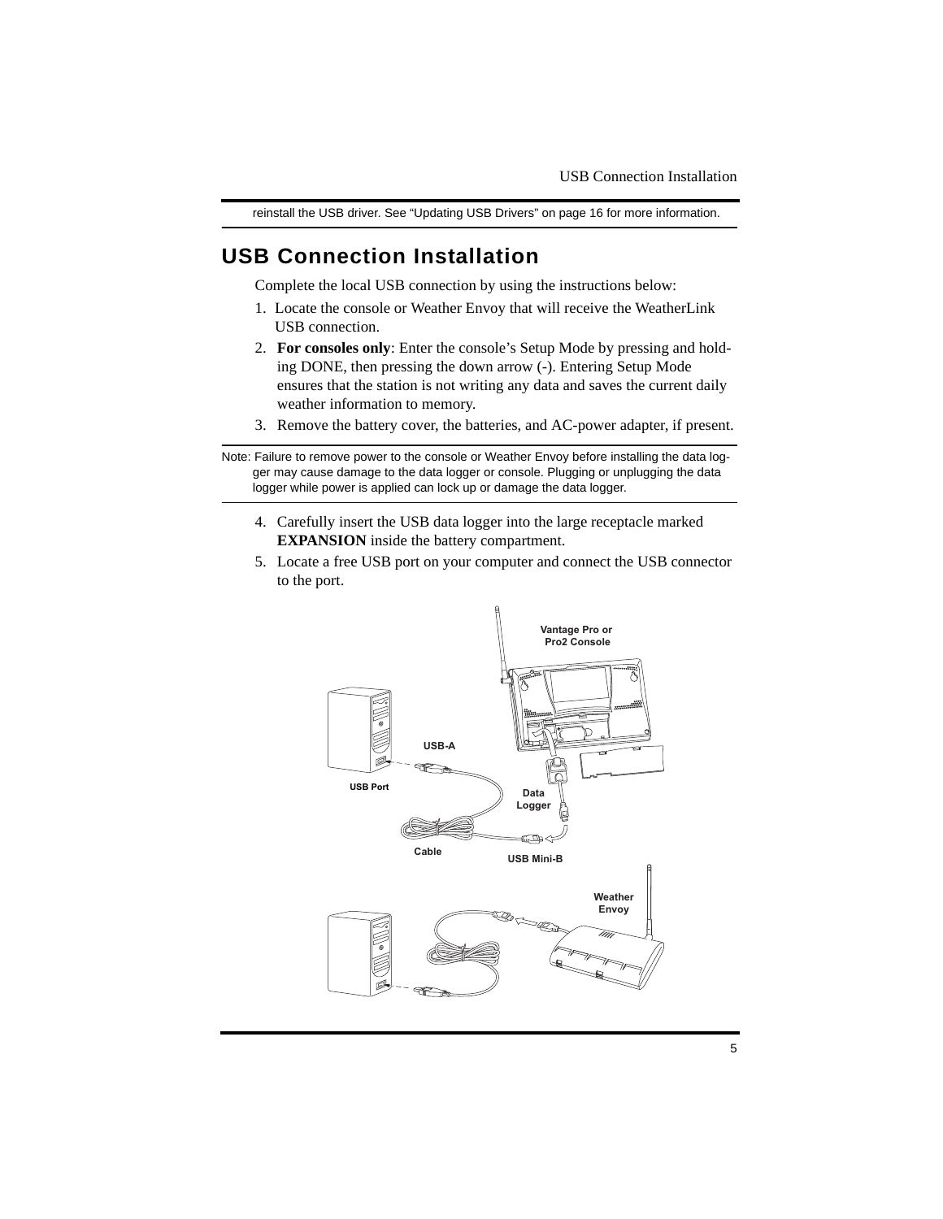reinstall the USB driver. See “Updating USB Drivers” on page 16 for more information.

## USB Connection Installation

Complete the local USB connection by using the instructions below:

1. Locate the console or Weather Envoy that will receive the WeatherLink USB connection.
2. **For consoles only**: Enter the console’s Setup Mode by pressing and holding DONE, then pressing the down arrow (-). Entering Setup Mode ensures that the station is not writing any data and saves the current daily weather information to memory.
3. Remove the battery cover, the batteries, and AC-power adapter, if present.

Note: Failure to remove power to the console or Weather Envoy before installing the data logger may cause damage to the data logger or console. Plugging or unplugging the data logger while power is applied can lock up or damage the data logger.

4. Carefully insert the USB data logger into the large receptacle marked **EXPANSION** inside the battery compartment.
5. Locate a free USB port on your computer and connect the USB connector to the port.

Vantage Pro or Pro2 Console

USB-A

USB Port

Data Logger

Cable

USB Mini-B

Weather Envoy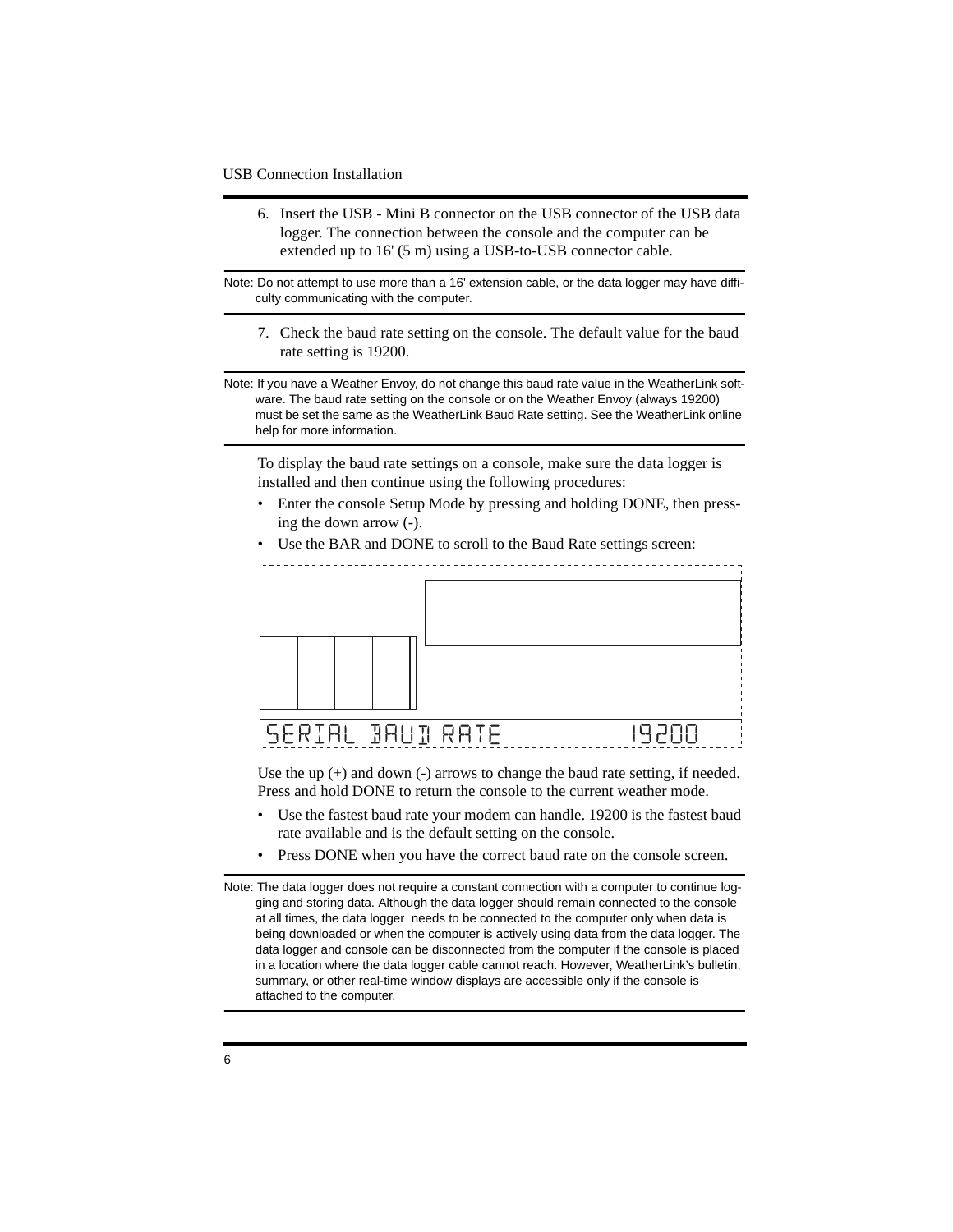6. Insert the USB - Mini B connector on the USB connector of the USB data logger. The connection between the console and the computer can be extended up to 16' (5 m) using a USB-to-USB connector cable.

Note: Do not attempt to use more than a 16' extension cable, or the data logger may have difficulty communicating with the computer.

7. Check the baud rate setting on the console. The default value for the baud rate setting is 19200.

Note: If you have a Weather Envoy, do not change this baud rate value in the WeatherLink software. The baud rate setting on the console or on the Weather Envoy (always 19200) must be set the same as the WeatherLink Baud Rate setting. See the WeatherLink online help for more information.

To display the baud rate settings on a console, make sure the data logger is installed and then continue using the following procedures:

- Enter the console Setup Mode by pressing and holding DONE, then pressing the down arrow (-).
- Use the BAR and DONE to scroll to the Baud Rate settings screen:

SERIAL BAUD RATE 19200

Use the up (+) and down (-) arrows to change the baud rate setting, if needed. Press and hold DONE to return the console to the current weather mode.

- Use the fastest baud rate your modem can handle. 19200 is the fastest baud rate available and is the default setting on the console.
- Press DONE when you have the correct baud rate on the console screen.

Note: The data logger does not require a constant connection with a computer to continue logging and storing data. Although the data logger should remain connected to the console at all times, the data logger needs to be connected to the computer only when data is being downloaded or when the computer is actively using data from the data logger. The data logger and console can be disconnected from the computer if the console is placed in a location where the data logger cable cannot reach. However, WeatherLink's bulletin, summary, or other real-time window displays are accessible only if the console is attached to the computer.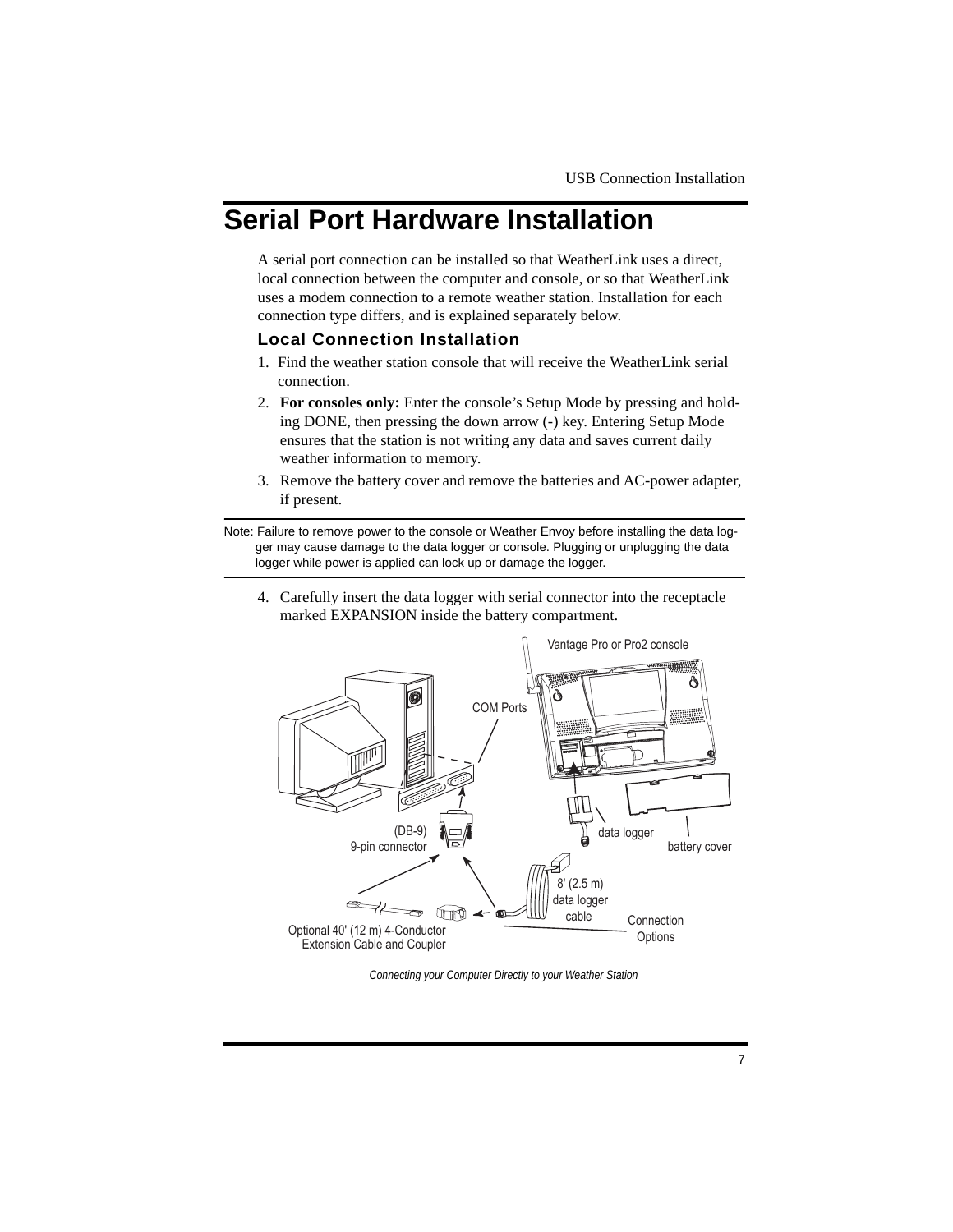# Serial Port Hardware Installation

A serial port connection can be installed so that WeatherLink uses a direct, local connection between the computer and console, or so that WeatherLink uses a modem connection to a remote weather station. Installation for each connection type differs, and is explained separately below.

## Local Connection Installation

1. Find the weather station console that will receive the WeatherLink serial connection.
2. **For consoles only:** Enter the console's Setup Mode by pressing and holding DONE, then pressing the down arrow (-) key. Entering Setup Mode ensures that the station is not writing any data and saves current daily weather information to memory.
3. Remove the battery cover and remove the batteries and AC-power adapter, if present.

Note: Failure to remove power to the console or Weather Envoy before installing the data logger may cause damage to the data logger or console. Plugging or unplugging the data logger while power is applied can lock up or damage the logger.

4. Carefully insert the data logger with serial connector into the receptacle marked EXPANSION inside the battery compartment.

Vantage Pro or Pro2 console

COM Ports

(DB-9)
9-pin connector

data logger

battery cover

8' (2.5 m)
data logger
cable

Connection
Options

Optional 40' (12 m) 4-Conductor
Extension Cable and Coupler

*Connecting your Computer Directly to your Weather Station*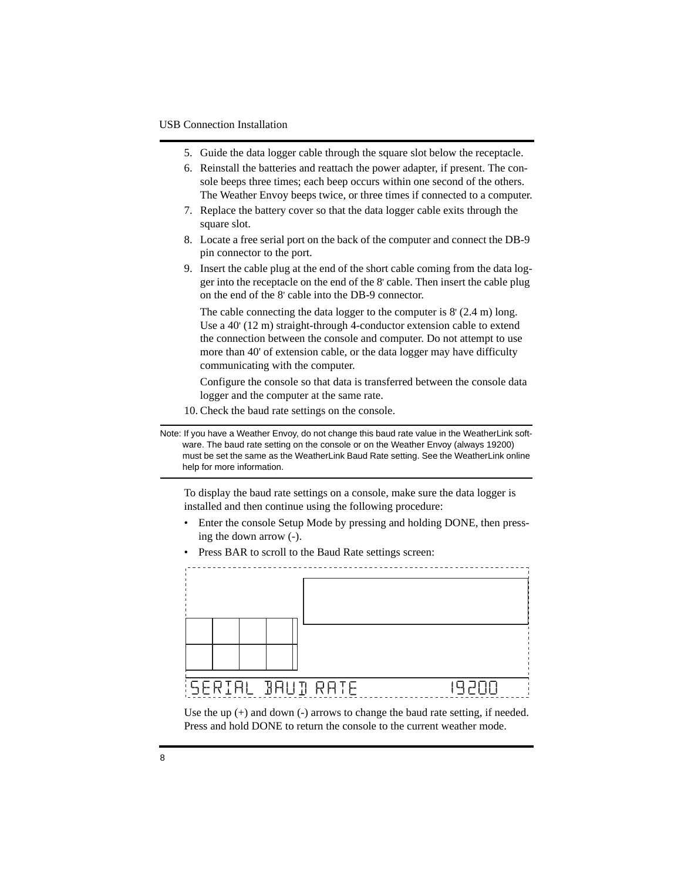5. Guide the data logger cable through the square slot below the receptacle.
6. Reinstall the batteries and reattach the power adapter, if present. The console beeps three times; each beep occurs within one second of the others. The Weather Envoy beeps twice, or three times if connected to a computer.
7. Replace the battery cover so that the data logger cable exits through the square slot.
8. Locate a free serial port on the back of the computer and connect the DB-9 pin connector to the port.
9. Insert the cable plug at the end of the short cable coming from the data logger into the receptacle on the end of the 8' cable. Then insert the cable plug on the end of the 8' cable into the DB-9 connector.

   The cable connecting the data logger to the computer is 8' (2.4 m) long. Use a 40' (12 m) straight-through 4-conductor extension cable to extend the connection between the console and computer. Do not attempt to use more than 40' of extension cable, or the data logger may have difficulty communicating with the computer.

   Configure the console so that data is transferred between the console data logger and the computer at the same rate.
10. Check the baud rate settings on the console.

Note: If you have a Weather Envoy, do not change this baud rate value in the WeatherLink software. The baud rate setting on the console or on the Weather Envoy (always 19200) must be set the same as the WeatherLink Baud Rate setting. See the WeatherLink online help for more information.

To display the baud rate settings on a console, make sure the data logger is installed and then continue using the following procedure:

- Enter the console Setup Mode by pressing and holding DONE, then pressing the down arrow (-).
- Press BAR to scroll to the Baud Rate settings screen:

SERIAL BAUD RATE 19200

Use the up (+) and down (-) arrows to change the baud rate setting, if needed. Press and hold DONE to return the console to the current weather mode.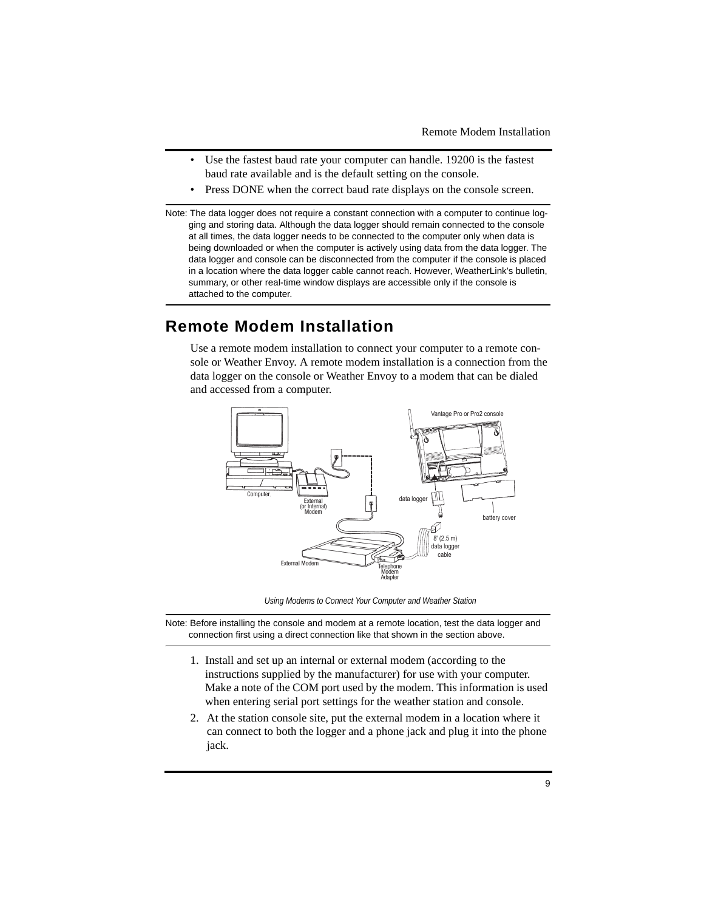- Use the fastest baud rate your computer can handle. 19200 is the fastest baud rate available and is the default setting on the console.
- Press DONE when the correct baud rate displays on the console screen.

Note: The data logger does not require a constant connection with a computer to continue logging and storing data. Although the data logger should remain connected to the console at all times, the data logger needs to be connected to the computer only when data is being downloaded or when the computer is actively using data from the data logger. The data logger and console can be disconnected from the computer if the console is placed in a location where the data logger cable cannot reach. However, WeatherLink's bulletin, summary, or other real-time window displays are accessible only if the console is attached to the computer.

## Remote Modem Installation

Use a remote modem installation to connect your computer to a remote console or Weather Envoy. A remote modem installation is a connection from the data logger on the console or Weather Envoy to a modem that can be dialed and accessed from a computer.

Vantage Pro or Pro2 console

Computer

External
(or Internal)
Modem

data logger

battery cover

8' (2.5 m)
data logger
cable

External Modem

Telephone
Modem
Adapter

*Using Modems to Connect Your Computer and Weather Station*

Note: Before installing the console and modem at a remote location, test the data logger and connection first using a direct connection like that shown in the section above.

1. Install and set up an internal or external modem (according to the instructions supplied by the manufacturer) for use with your computer. Make a note of the COM port used by the modem. This information is used when entering serial port settings for the weather station and console.
2. At the station console site, put the external modem in a location where it can connect to both the logger and a phone jack and plug it into the phone jack.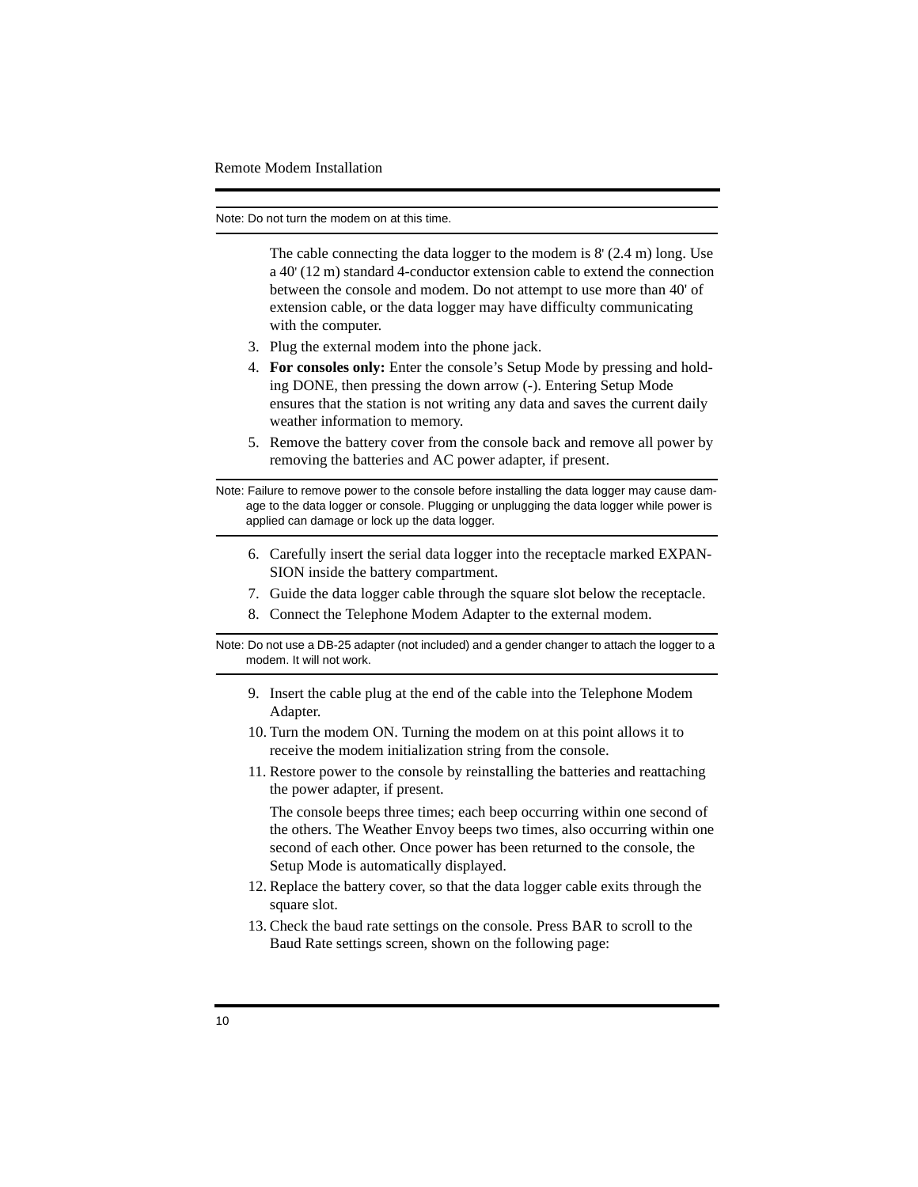Note: Do not turn the modem on at this time.

The cable connecting the data logger to the modem is 8' (2.4 m) long. Use a 40' (12 m) standard 4-conductor extension cable to extend the connection between the console and modem. Do not attempt to use more than 40' of extension cable, or the data logger may have difficulty communicating with the computer.

3. Plug the external modem into the phone jack.
4. **For consoles only:** Enter the console's Setup Mode by pressing and holding DONE, then pressing the down arrow (-). Entering Setup Mode ensures that the station is not writing any data and saves the current daily weather information to memory.
5. Remove the battery cover from the console back and remove all power by removing the batteries and AC power adapter, if present.

Note: Failure to remove power to the console before installing the data logger may cause damage to the data logger or console. Plugging or unplugging the data logger while power is applied can damage or lock up the data logger.

6. Carefully insert the serial data logger into the receptacle marked EXPANSION inside the battery compartment.
7. Guide the data logger cable through the square slot below the receptacle.
8. Connect the Telephone Modem Adapter to the external modem.

Note: Do not use a DB-25 adapter (not included) and a gender changer to attach the logger to a modem. It will not work.

9. Insert the cable plug at the end of the cable into the Telephone Modem Adapter.
10. Turn the modem ON. Turning the modem on at this point allows it to receive the modem initialization string from the console.
11. Restore power to the console by reinstalling the batteries and reattaching the power adapter, if present.

    The console beeps three times; each beep occurring within one second of the others. The Weather Envoy beeps two times, also occurring within one second of each other. Once power has been returned to the console, the Setup Mode is automatically displayed.
12. Replace the battery cover, so that the data logger cable exits through the square slot.
13. Check the baud rate settings on the console. Press BAR to scroll to the Baud Rate settings screen, shown on the following page: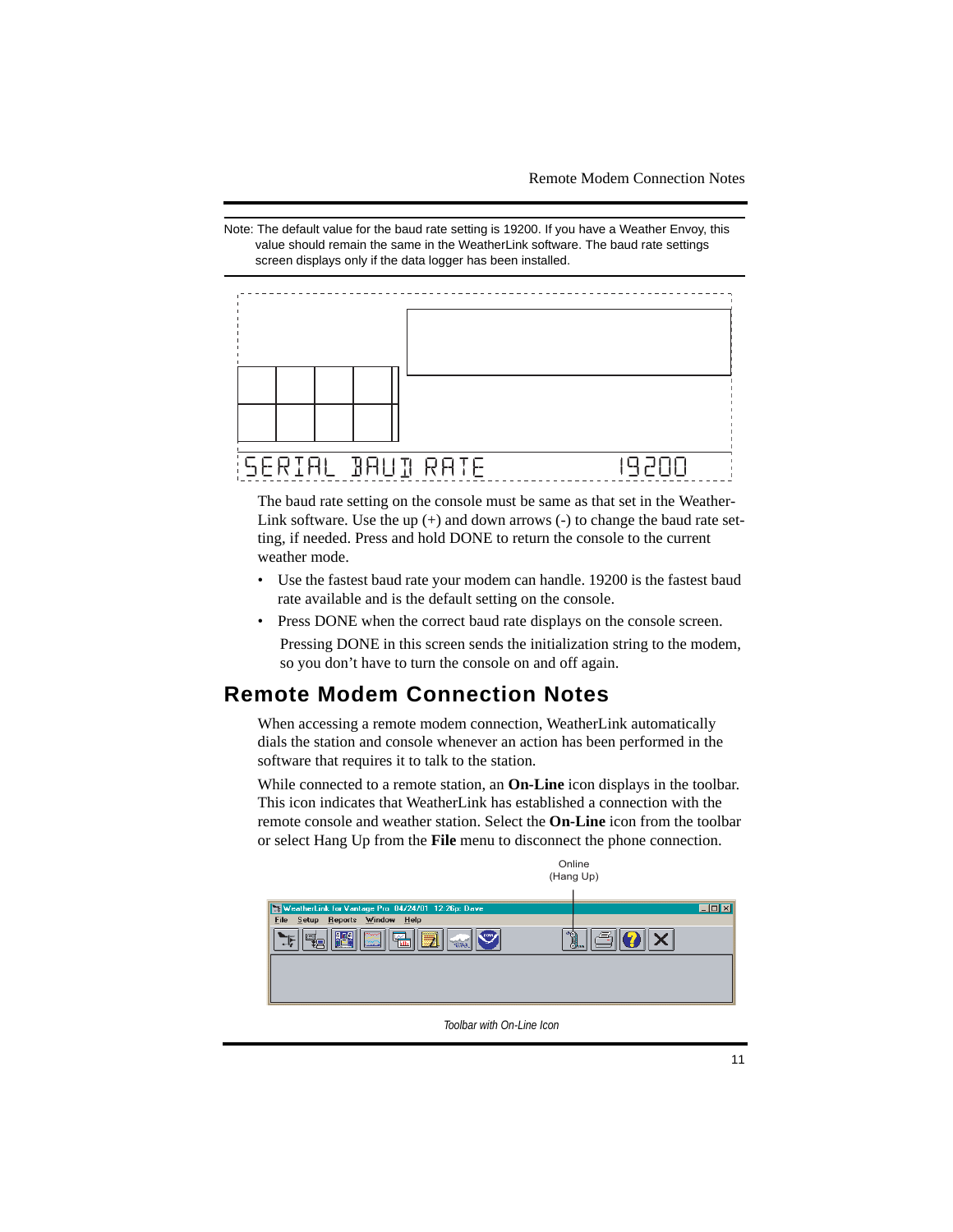Note: The default value for the baud rate setting is 19200. If you have a Weather Envoy, this value should remain the same in the WeatherLink software. The baud rate settings screen displays only if the data logger has been installed.

SERIAL BAUD RATE 19200

The baud rate setting on the console must be same as that set in the WeatherLink software. Use the up (+) and down arrows (-) to change the baud rate setting, if needed. Press and hold DONE to return the console to the current weather mode.

- Use the fastest baud rate your modem can handle. 19200 is the fastest baud rate available and is the default setting on the console.
- Press DONE when the correct baud rate displays on the console screen.

  Pressing DONE in this screen sends the initialization string to the modem, so you don't have to turn the console on and off again.

## Remote Modem Connection Notes

When accessing a remote modem connection, WeatherLink automatically dials the station and console whenever an action has been performed in the software that requires it to talk to the station.

While connected to a remote station, an **On-Line** icon displays in the toolbar. This icon indicates that WeatherLink has established a connection with the remote console and weather station. Select the **On-Line** icon from the toolbar or select Hang Up from the **File** menu to disconnect the phone connection.

Online
(Hang Up)

WeatherLink for Vantage Pro 04/24/01 12:26p Dave

File Setup Reports Window Help

*Toolbar with On-Line Icon*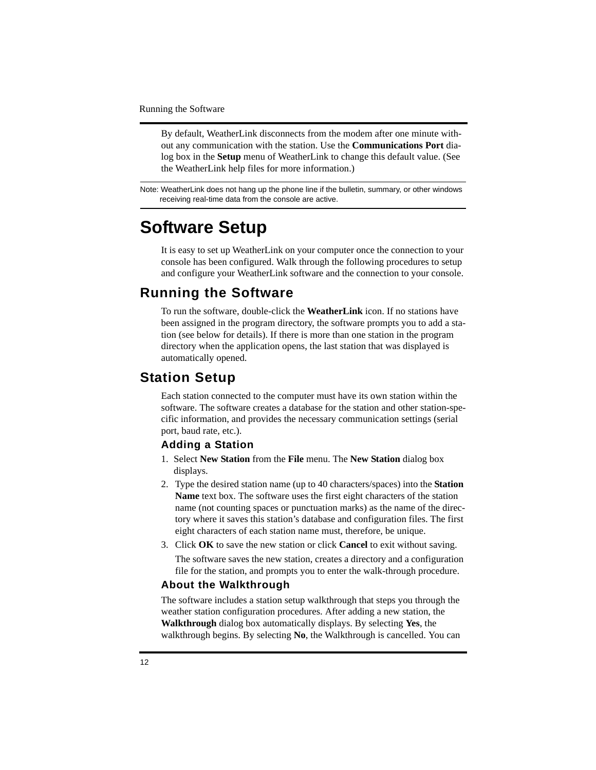By default, WeatherLink disconnects from the modem after one minute without any communication with the station. Use the **Communications Port** dialog box in the **Setup** menu of WeatherLink to change this default value. (See the WeatherLink help files for more information.)

Note: WeatherLink does not hang up the phone line if the bulletin, summary, or other windows receiving real-time data from the console are active.

# Software Setup

It is easy to set up WeatherLink on your computer once the connection to your console has been configured. Walk through the following procedures to setup and configure your WeatherLink software and the connection to your console.

## Running the Software

To run the software, double-click the **WeatherLink** icon. If no stations have been assigned in the program directory, the software prompts you to add a station (see below for details). If there is more than one station in the program directory when the application opens, the last station that was displayed is automatically opened.

## Station Setup

Each station connected to the computer must have its own station within the software. The software creates a database for the station and other station-specific information, and provides the necessary communication settings (serial port, baud rate, etc.).

### Adding a Station

1. Select **New Station** from the **File** menu. The **New Station** dialog box displays.
2. Type the desired station name (up to 40 characters/spaces) into the **Station Name** text box. The software uses the first eight characters of the station name (not counting spaces or punctuation marks) as the name of the directory where it saves this station's database and configuration files. The first eight characters of each station name must, therefore, be unique.
3. Click **OK** to save the new station or click **Cancel** to exit without saving.

   The software saves the new station, creates a directory and a configuration file for the station, and prompts you to enter the walk-through procedure.

### About the Walkthrough

The software includes a station setup walkthrough that steps you through the weather station configuration procedures. After adding a new station, the **Walkthrough** dialog box automatically displays. By selecting **Yes**, the walkthrough begins. By selecting **No**, the Walkthrough is cancelled. You can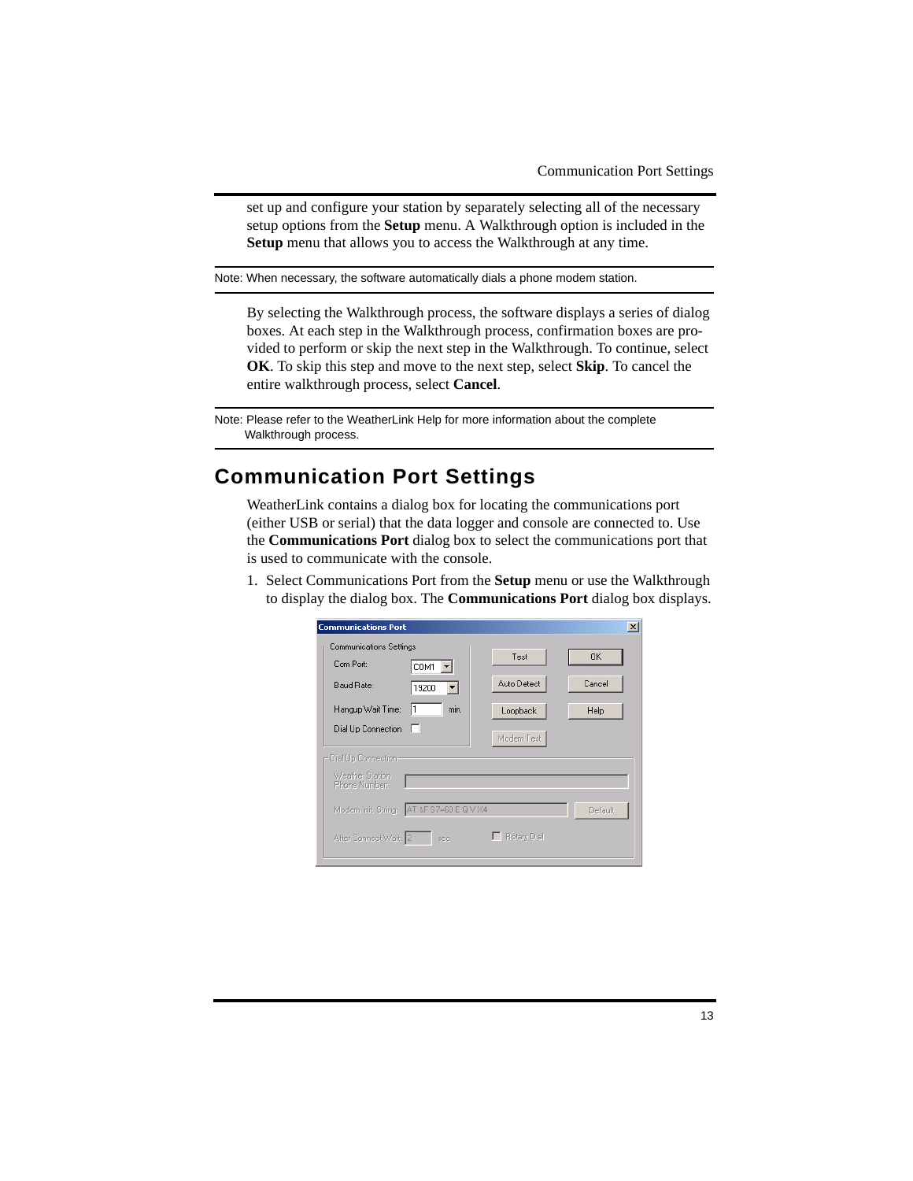set up and configure your station by separately selecting all of the necessary setup options from the **Setup** menu. A Walkthrough option is included in the **Setup** menu that allows you to access the Walkthrough at any time.

Note: When necessary, the software automatically dials a phone modem station.

By selecting the Walkthrough process, the software displays a series of dialog boxes. At each step in the Walkthrough process, confirmation boxes are provided to perform or skip the next step in the Walkthrough. To continue, select **OK**. To skip this step and move to the next step, select **Skip**. To cancel the entire walkthrough process, select **Cancel**.

Note: Please refer to the WeatherLink Help for more information about the complete Walkthrough process.

## Communication Port Settings

WeatherLink contains a dialog box for locating the communications port (either USB or serial) that the data logger and console are connected to. Use the **Communications Port** dialog box to select the communications port that is used to communicate with the console.

1. Select Communications Port from the **Setup** menu or use the Walkthrough to display the dialog box. The **Communications Port** dialog box displays.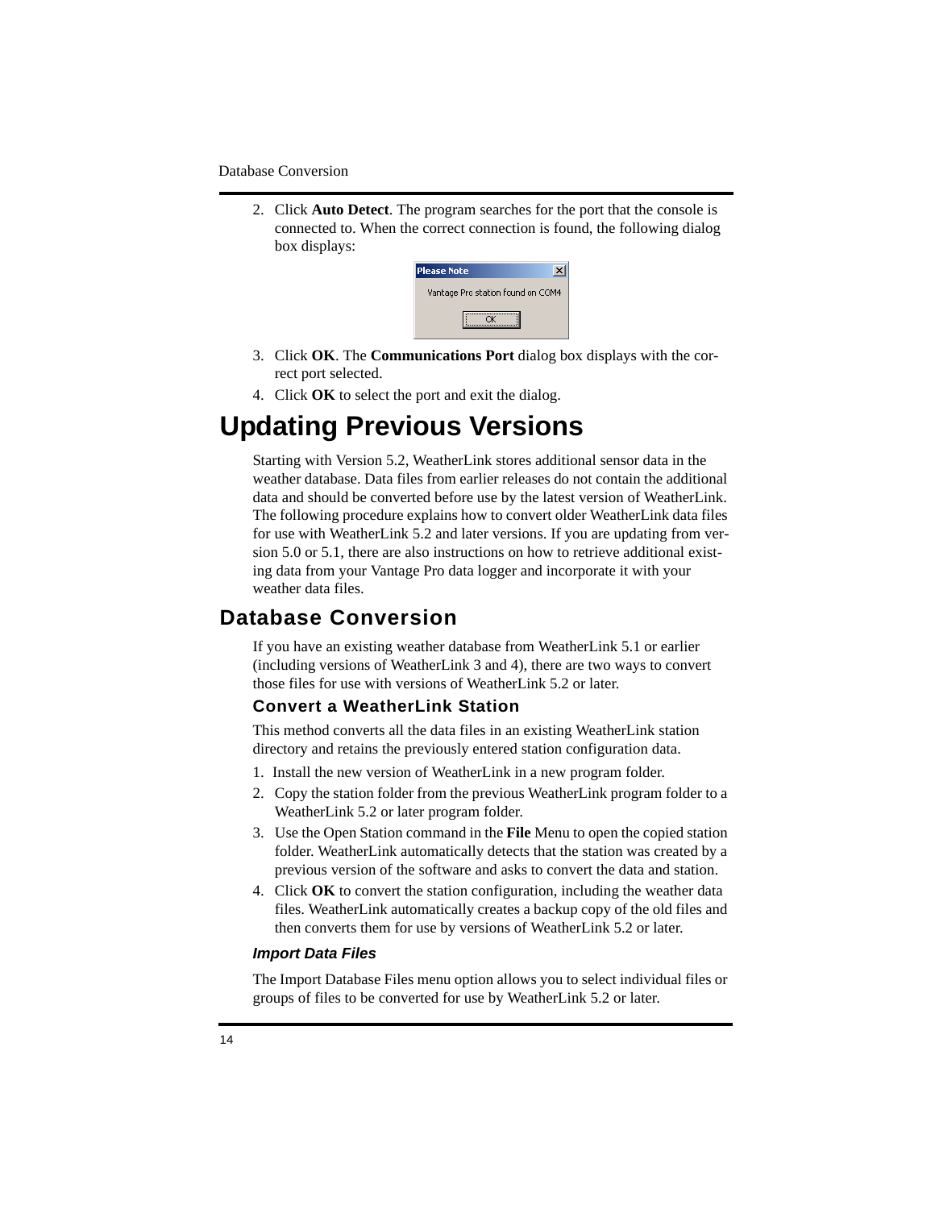2. Click **Auto Detect**. The program searches for the port that the console is connected to. When the correct connection is found, the following dialog box displays:

Please Note

Vantage Pro station found on COM4

OK

3. Click **OK**. The **Communications Port** dialog box displays with the correct port selected.
4. Click **OK** to select the port and exit the dialog.

# Updating Previous Versions

Starting with Version 5.2, WeatherLink stores additional sensor data in the weather database. Data files from earlier releases do not contain the additional data and should be converted before use by the latest version of WeatherLink. The following procedure explains how to convert older WeatherLink data files for use with WeatherLink 5.2 and later versions. If you are updating from version 5.0 or 5.1, there are also instructions on how to retrieve additional existing data from your Vantage Pro data logger and incorporate it with your weather data files.

## Database Conversion

If you have an existing weather database from WeatherLink 5.1 or earlier (including versions of WeatherLink 3 and 4), there are two ways to convert those files for use with versions of WeatherLink 5.2 or later.

### Convert a WeatherLink Station

This method converts all the data files in an existing WeatherLink station directory and retains the previously entered station configuration data.

1. Install the new version of WeatherLink in a new program folder.
2. Copy the station folder from the previous WeatherLink program folder to a WeatherLink 5.2 or later program folder.
3. Use the Open Station command in the **File** Menu to open the copied station folder. WeatherLink automatically detects that the station was created by a previous version of the software and asks to convert the data and station.
4. Click **OK** to convert the station configuration, including the weather data files. WeatherLink automatically creates a backup copy of the old files and then converts them for use by versions of WeatherLink 5.2 or later.

#### *Import Data Files*

The Import Database Files menu option allows you to select individual files or groups of files to be converted for use by WeatherLink 5.2 or later.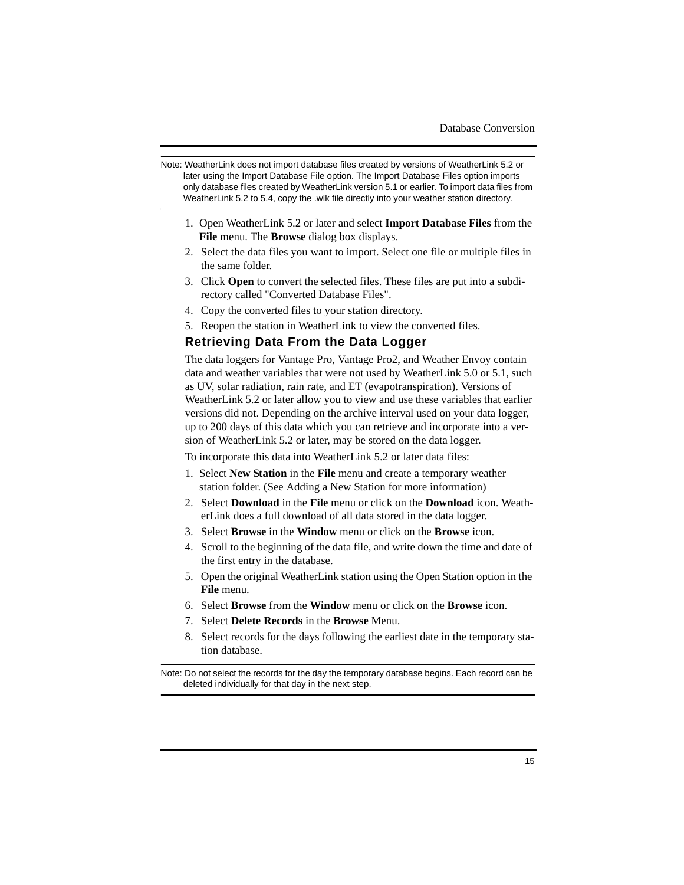Note: WeatherLink does not import database files created by versions of WeatherLink 5.2 or later using the Import Database File option. The Import Database Files option imports only database files created by WeatherLink version 5.1 or earlier. To import data files from WeatherLink 5.2 to 5.4, copy the .wlk file directly into your weather station directory.

1. Open WeatherLink 5.2 or later and select **Import Database Files** from the **File** menu. The **Browse** dialog box displays.
2. Select the data files you want to import. Select one file or multiple files in the same folder.
3. Click **Open** to convert the selected files. These files are put into a subdirectory called "Converted Database Files".
4. Copy the converted files to your station directory.
5. Reopen the station in WeatherLink to view the converted files.

### Retrieving Data From the Data Logger

The data loggers for Vantage Pro, Vantage Pro2, and Weather Envoy contain data and weather variables that were not used by WeatherLink 5.0 or 5.1, such as UV, solar radiation, rain rate, and ET (evapotranspiration). Versions of WeatherLink 5.2 or later allow you to view and use these variables that earlier versions did not. Depending on the archive interval used on your data logger, up to 200 days of this data which you can retrieve and incorporate into a version of WeatherLink 5.2 or later, may be stored on the data logger.

To incorporate this data into WeatherLink 5.2 or later data files:

1. Select **New Station** in the **File** menu and create a temporary weather station folder. (See Adding a New Station for more information)
2. Select **Download** in the **File** menu or click on the **Download** icon. WeatherLink does a full download of all data stored in the data logger.
3. Select **Browse** in the **Window** menu or click on the **Browse** icon.
4. Scroll to the beginning of the data file, and write down the time and date of the first entry in the database.
5. Open the original WeatherLink station using the Open Station option in the **File** menu.
6. Select **Browse** from the **Window** menu or click on the **Browse** icon.
7. Select **Delete Records** in the **Browse** Menu.
8. Select records for the days following the earliest date in the temporary station database.

Note: Do not select the records for the day the temporary database begins. Each record can be deleted individually for that day in the next step.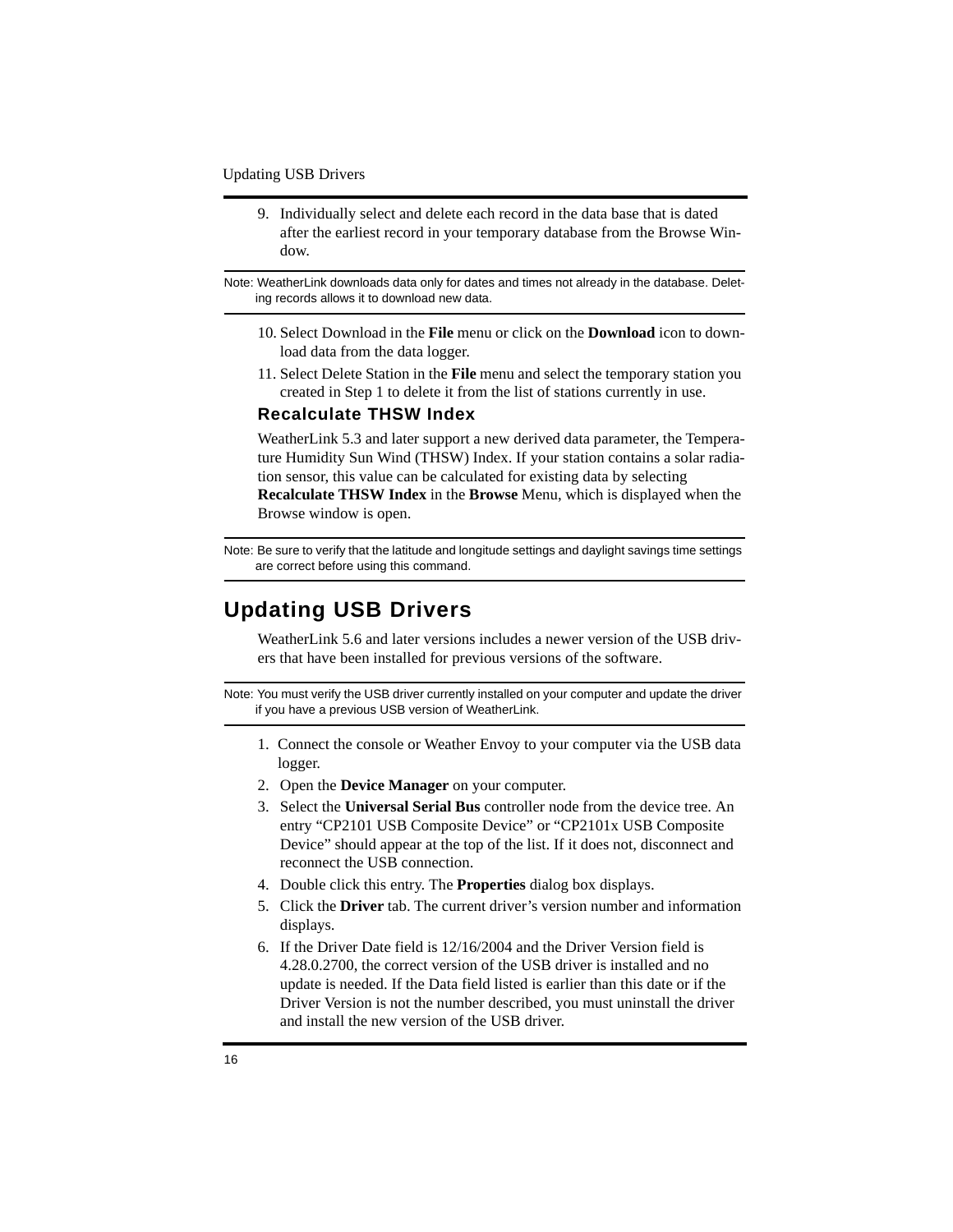9. Individually select and delete each record in the data base that is dated after the earliest record in your temporary database from the Browse Window.

Note: WeatherLink downloads data only for dates and times not already in the database. Deleting records allows it to download new data.

10. Select Download in the **File** menu or click on the **Download** icon to download data from the data logger.
11. Select Delete Station in the **File** menu and select the temporary station you created in Step 1 to delete it from the list of stations currently in use.

### Recalculate THSW Index

WeatherLink 5.3 and later support a new derived data parameter, the Temperature Humidity Sun Wind (THSW) Index. If your station contains a solar radiation sensor, this value can be calculated for existing data by selecting **Recalculate THSW Index** in the **Browse** Menu, which is displayed when the Browse window is open.

Note: Be sure to verify that the latitude and longitude settings and daylight savings time settings are correct before using this command.

## Updating USB Drivers

WeatherLink 5.6 and later versions includes a newer version of the USB drivers that have been installed for previous versions of the software.

Note: You must verify the USB driver currently installed on your computer and update the driver if you have a previous USB version of WeatherLink.

1. Connect the console or Weather Envoy to your computer via the USB data logger.
2. Open the **Device Manager** on your computer.
3. Select the **Universal Serial Bus** controller node from the device tree. An entry “CP2101 USB Composite Device” or “CP2101x USB Composite Device” should appear at the top of the list. If it does not, disconnect and reconnect the USB connection.
4. Double click this entry. The **Properties** dialog box displays.
5. Click the **Driver** tab. The current driver’s version number and information displays.
6. If the Driver Date field is 12/16/2004 and the Driver Version field is 4.28.0.2700, the correct version of the USB driver is installed and no update is needed. If the Data field listed is earlier than this date or if the Driver Version is not the number described, you must uninstall the driver and install the new version of the USB driver.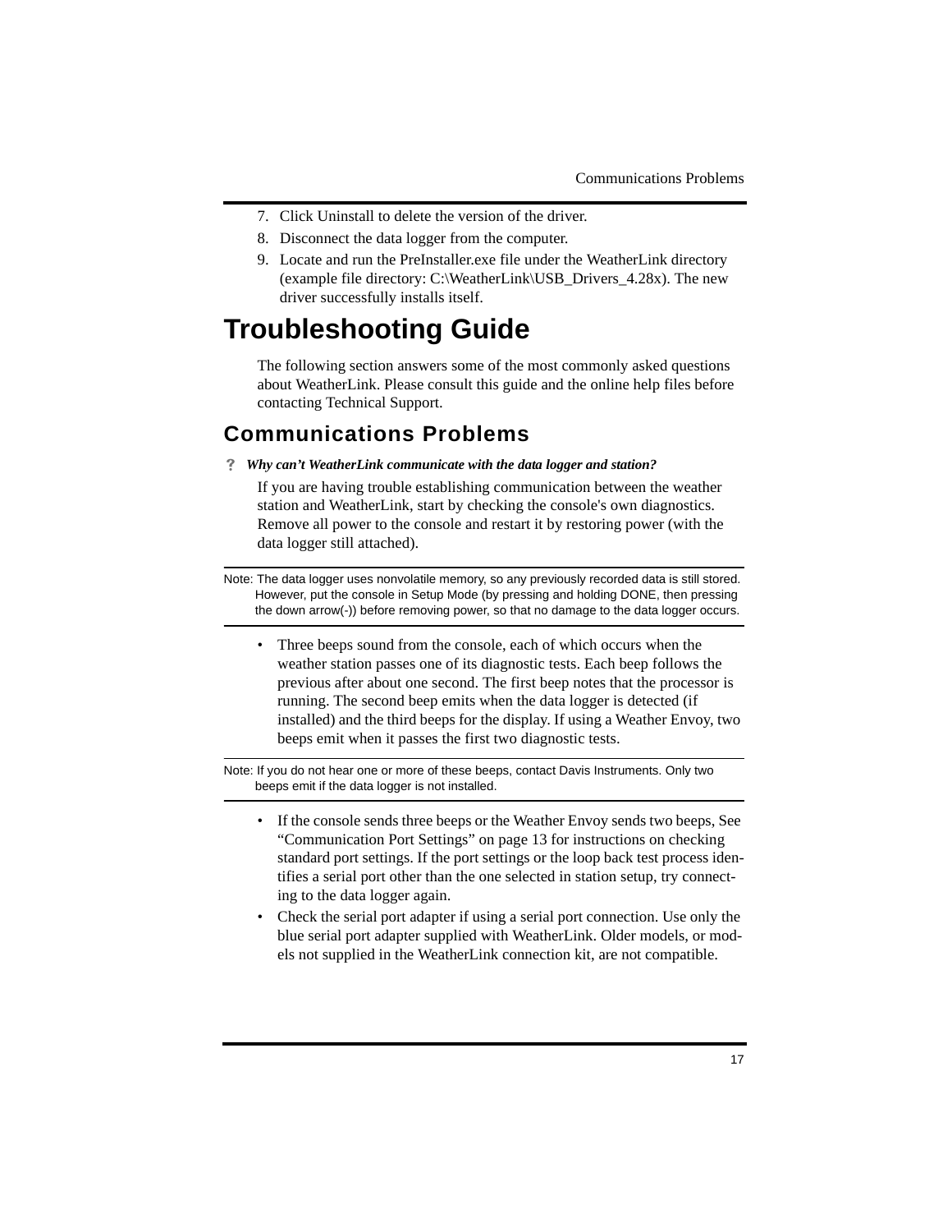7. Click Uninstall to delete the version of the driver.
8. Disconnect the data logger from the computer.
9. Locate and run the PreInstaller.exe file under the WeatherLink directory (example file directory: C:\WeatherLink\USB_Drivers_4.28x). The new driver successfully installs itself.

# Troubleshooting Guide

The following section answers some of the most commonly asked questions about WeatherLink. Please consult this guide and the online help files before contacting Technical Support.

## Communications Problems

**?** ***Why can't WeatherLink communicate with the data logger and station?***

If you are having trouble establishing communication between the weather station and WeatherLink, start by checking the console's own diagnostics. Remove all power to the console and restart it by restoring power (with the data logger still attached).

Note: The data logger uses nonvolatile memory, so any previously recorded data is still stored. However, put the console in Setup Mode (by pressing and holding DONE, then pressing the down arrow(-)) before removing power, so that no damage to the data logger occurs.

- Three beeps sound from the console, each of which occurs when the weather station passes one of its diagnostic tests. Each beep follows the previous after about one second. The first beep notes that the processor is running. The second beep emits when the data logger is detected (if installed) and the third beeps for the display. If using a Weather Envoy, two beeps emit when it passes the first two diagnostic tests.

Note: If you do not hear one or more of these beeps, contact Davis Instruments. Only two beeps emit if the data logger is not installed.

- If the console sends three beeps or the Weather Envoy sends two beeps, See "Communication Port Settings" on page 13 for instructions on checking standard port settings. If the port settings or the loop back test process identifies a serial port other than the one selected in station setup, try connecting to the data logger again.
- Check the serial port adapter if using a serial port connection. Use only the blue serial port adapter supplied with WeatherLink. Older models, or models not supplied in the WeatherLink connection kit, are not compatible.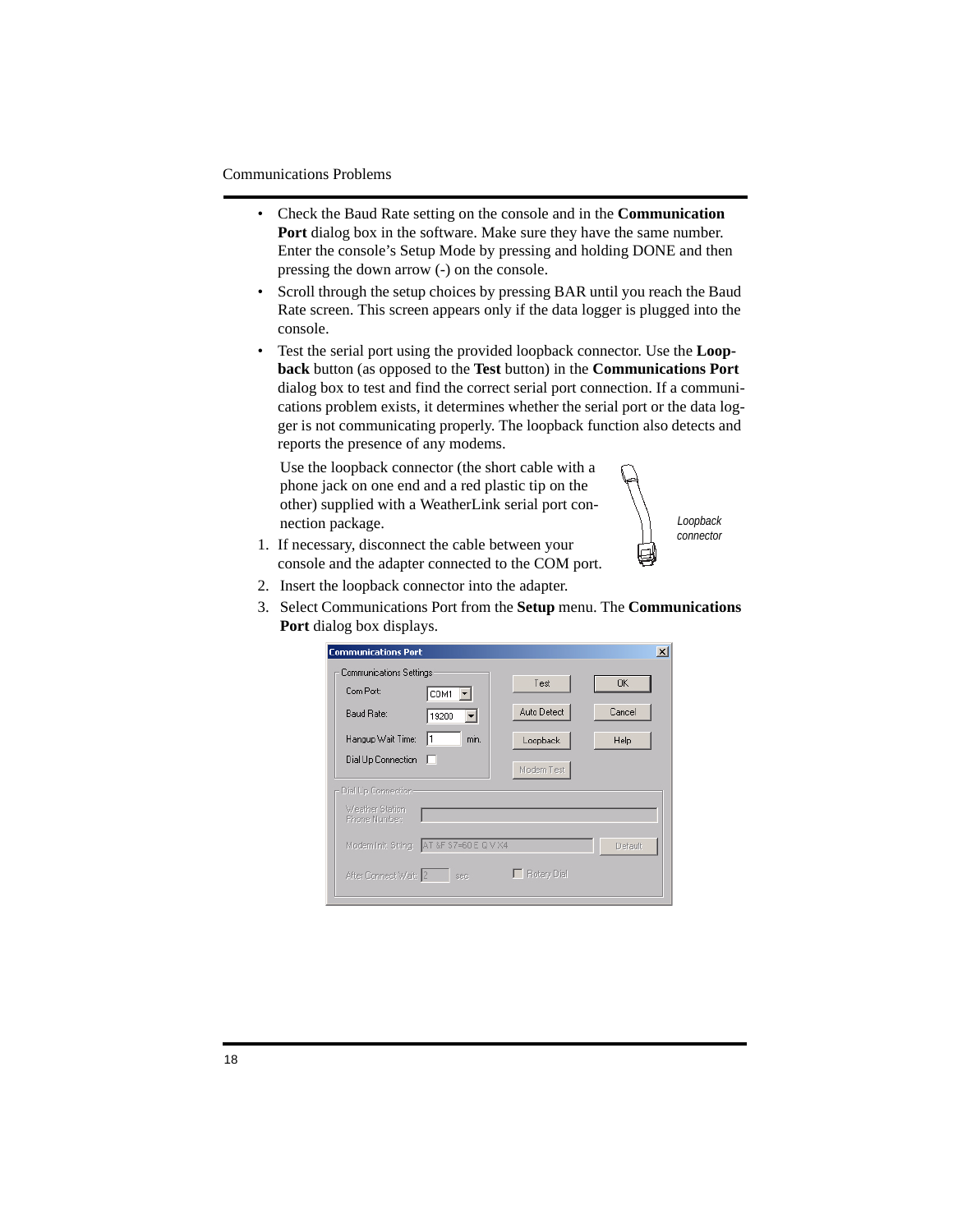- Check the Baud Rate setting on the console and in the **Communication Port** dialog box in the software. Make sure they have the same number. Enter the console's Setup Mode by pressing and holding DONE and then pressing the down arrow (-) on the console.
- Scroll through the setup choices by pressing BAR until you reach the Baud Rate screen. This screen appears only if the data logger is plugged into the console.
- Test the serial port using the provided loopback connector. Use the **Loopback** button (as opposed to the **Test** button) in the **Communications Port** dialog box to test and find the correct serial port connection. If a communications problem exists, it determines whether the serial port or the data logger is not communicating properly. The loopback function also detects and reports the presence of any modems.

  Use the loopback connector (the short cable with a phone jack on one end and a red plastic tip on the other) supplied with a WeatherLink serial port connection package.

*Loopback connector*

1. If necessary, disconnect the cable between your console and the adapter connected to the COM port.
2. Insert the loopback connector into the adapter.
3. Select Communications Port from the **Setup** menu. The **Communications Port** dialog box displays.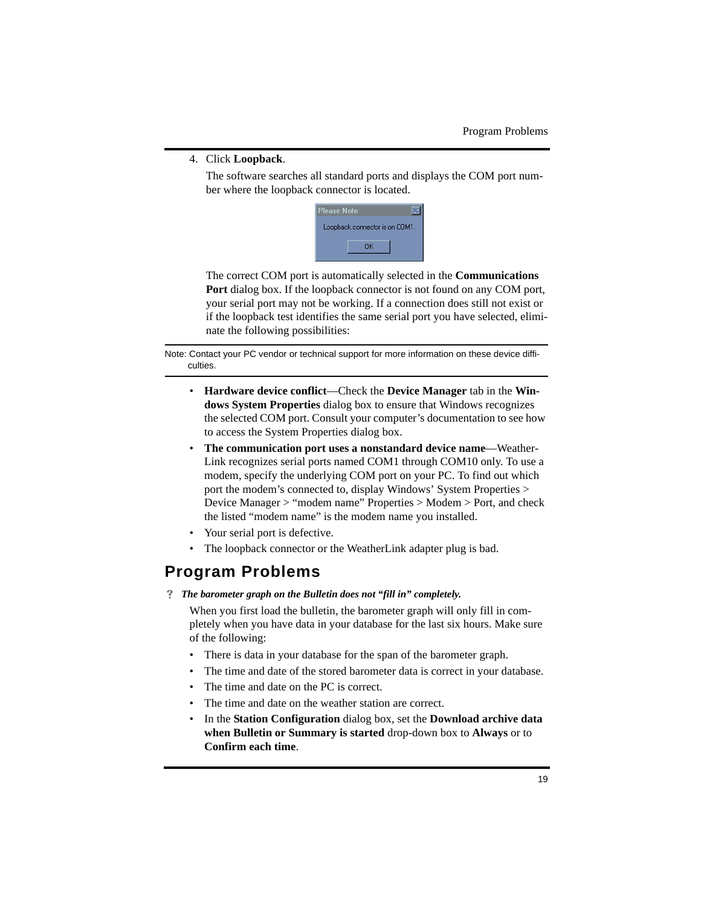4. Click **Loopback**.

   The software searches all standard ports and displays the COM port number where the loopback connector is located.

   Please Note

   Loopback connector is on COM1.

   OK

   The correct COM port is automatically selected in the **Communications Port** dialog box. If the loopback connector is not found on any COM port, your serial port may not be working. If a connection does still not exist or if the loopback test identifies the same serial port you have selected, eliminate the following possibilities:

Note: Contact your PC vendor or technical support for more information on these device difficulties.

- **Hardware device conflict**—Check the **Device Manager** tab in the **Windows System Properties** dialog box to ensure that Windows recognizes the selected COM port. Consult your computer's documentation to see how to access the System Properties dialog box.
- **The communication port uses a nonstandard device name**—WeatherLink recognizes serial ports named COM1 through COM10 only. To use a modem, specify the underlying COM port on your PC. To find out which port the modem's connected to, display Windows' System Properties > Device Manager > "modem name" Properties > Modem > Port, and check the listed "modem name" is the modem name you installed.
- Your serial port is defective.
- The loopback connector or the WeatherLink adapter plug is bad.

## Program Problems

**?** ***The barometer graph on the Bulletin does not "fill in" completely.***

When you first load the bulletin, the barometer graph will only fill in completely when you have data in your database for the last six hours. Make sure of the following:

- There is data in your database for the span of the barometer graph.
- The time and date of the stored barometer data is correct in your database.
- The time and date on the PC is correct.
- The time and date on the weather station are correct.
- In the **Station Configuration** dialog box, set the **Download archive data when Bulletin or Summary is started** drop-down box to **Always** or to **Confirm each time**.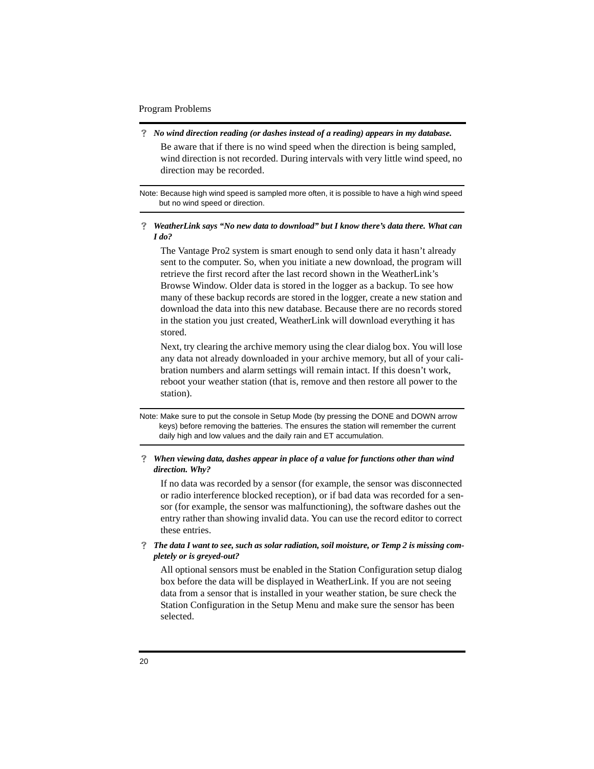***?*** ***No wind direction reading (or dashes instead of a reading) appears in my database.***

Be aware that if there is no wind speed when the direction is being sampled, wind direction is not recorded. During intervals with very little wind speed, no direction may be recorded.

Note: Because high wind speed is sampled more often, it is possible to have a high wind speed but no wind speed or direction.

***?*** ***WeatherLink says "No new data to download" but I know there's data there. What can I do?***

The Vantage Pro2 system is smart enough to send only data it hasn't already sent to the computer. So, when you initiate a new download, the program will retrieve the first record after the last record shown in the WeatherLink's Browse Window. Older data is stored in the logger as a backup. To see how many of these backup records are stored in the logger, create a new station and download the data into this new database. Because there are no records stored in the station you just created, WeatherLink will download everything it has stored.

Next, try clearing the archive memory using the clear dialog box. You will lose any data not already downloaded in your archive memory, but all of your calibration numbers and alarm settings will remain intact. If this doesn't work, reboot your weather station (that is, remove and then restore all power to the station).

Note: Make sure to put the console in Setup Mode (by pressing the DONE and DOWN arrow keys) before removing the batteries. The ensures the station will remember the current daily high and low values and the daily rain and ET accumulation.

***?*** ***When viewing data, dashes appear in place of a value for functions other than wind direction. Why?***

If no data was recorded by a sensor (for example, the sensor was disconnected or radio interference blocked reception), or if bad data was recorded for a sensor (for example, the sensor was malfunctioning), the software dashes out the entry rather than showing invalid data. You can use the record editor to correct these entries.

***?*** ***The data I want to see, such as solar radiation, soil moisture, or Temp 2 is missing completely or is greyed-out?***

All optional sensors must be enabled in the Station Configuration setup dialog box before the data will be displayed in WeatherLink. If you are not seeing data from a sensor that is installed in your weather station, be sure check the Station Configuration in the Setup Menu and make sure the sensor has been selected.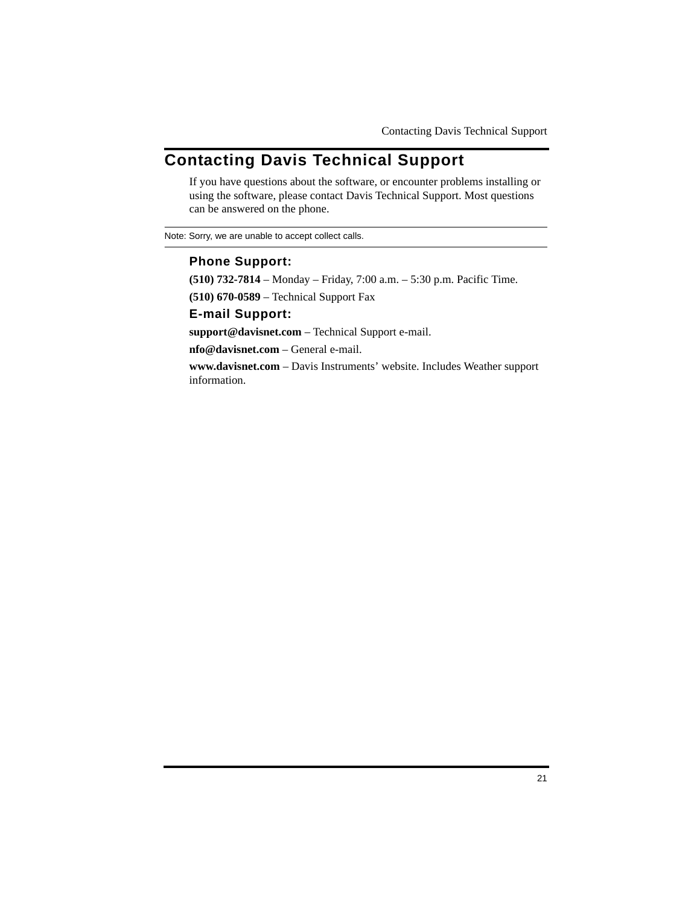## Contacting Davis Technical Support

If you have questions about the software, or encounter problems installing or using the software, please contact Davis Technical Support. Most questions can be answered on the phone.

Note: Sorry, we are unable to accept collect calls.

### Phone Support:

**(510) 732-7814** – Monday – Friday, 7:00 a.m. – 5:30 p.m. Pacific Time.

**(510) 670-0589** – Technical Support Fax

### E-mail Support:

**support@davisnet.com** – Technical Support e-mail.

**nfo@davisnet.com** – General e-mail.

**www.davisnet.com** – Davis Instruments' website. Includes Weather support information.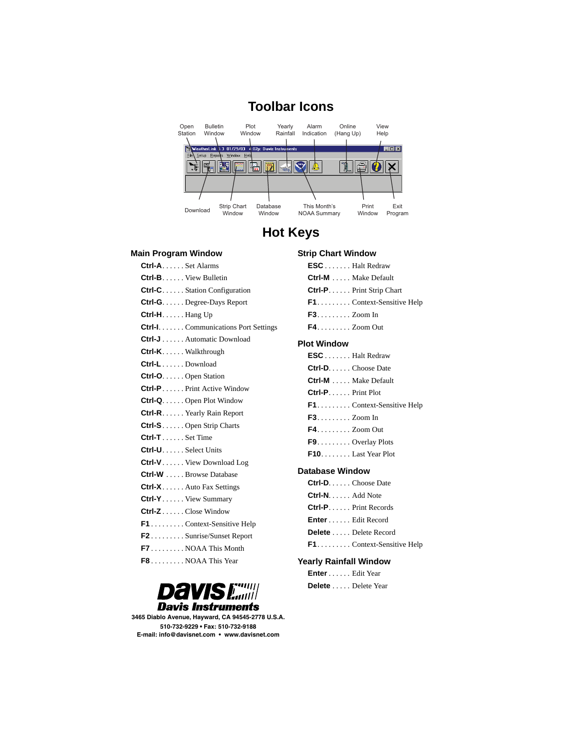# Toolbar Icons

Open Station
Bulletin Window
Plot Window
Yearly Rainfall
Alarm Indication
Online (Hang Up)
View Help

Download
Strip Chart Window
Database Window
This Month's NOAA Summary
Print Window
Exit Program

# Hot Keys

## Main Program Window

- **Ctrl-A**. . . . . . Set Alarms
- **Ctrl-B**. . . . . . View Bulletin
- **Ctrl-C**. . . . . . Station Configuration
- **Ctrl-G**. . . . . . Degree-Days Report
- **Ctrl-H**. . . . . . Hang Up
- **Ctrl-I**. . . . . . . Communications Port Settings
- **Ctrl-J** . . . . . . Automatic Download
- **Ctrl-K**. . . . . . Walkthrough
- **Ctrl-L** . . . . . . Download
- **Ctrl-O**. . . . . . Open Station
- **Ctrl-P** . . . . . . Print Active Window
- **Ctrl-Q**. . . . . . Open Plot Window
- **Ctrl-R**. . . . . . Yearly Rain Report
- **Ctrl-S** . . . . . . Open Strip Charts
- **Ctrl-T** . . . . . . Set Time
- **Ctrl-U**. . . . . . Select Units
- **Ctrl-V**. . . . . . View Download Log
- **Ctrl-W** . . . . . Browse Database
- **Ctrl-X**. . . . . . Auto Fax Settings
- **Ctrl-Y**. . . . . . View Summary
- **Ctrl-Z** . . . . . . Close Window
- **F1** . . . . . . . . . Context-Sensitive Help
- **F2** . . . . . . . . . Sunrise/Sunset Report
- **F7** . . . . . . . . . NOAA This Month
- **F8** . . . . . . . . . NOAA This Year

## Strip Chart Window

- **ESC** . . . . . . . Halt Redraw
- **Ctrl-M** . . . . . Make Default
- **Ctrl-P**. . . . . . Print Strip Chart
- **F1**. . . . . . . . . Context-Sensitive Help
- **F3**. . . . . . . . . Zoom In
- **F4**. . . . . . . . . Zoom Out

## Plot Window

- **ESC** . . . . . . . Halt Redraw
- **Ctrl-D**. . . . . . Choose Date
- **Ctrl-M** . . . . . Make Default
- **Ctrl-P**. . . . . . Print Plot
- **F1**. . . . . . . . . Context-Sensitive Help
- **F3**. . . . . . . . . Zoom In
- **F4**. . . . . . . . . Zoom Out
- **F9**. . . . . . . . . Overlay Plots
- **F10**. . . . . . . . Last Year Plot

## Database Window

- **Ctrl-D**. . . . . . Choose Date
- **Ctrl-N**. . . . . . Add Note
- **Ctrl-P**. . . . . . Print Records
- **Enter** . . . . . . Edit Record
- **Delete** . . . . . Delete Record
- **F1**. . . . . . . . . Context-Sensitive Help

## Yearly Rainfall Window

- **Enter** . . . . . . Edit Year
- **Delete** . . . . . Delete Year

**Davis Instruments**

**3465 Diablo Avenue, Hayward, CA 94545-2778 U.S.A.**
**510-732-9229 • Fax: 510-732-9188**
**E-mail: info@davisnet.com • www.davisnet.com**